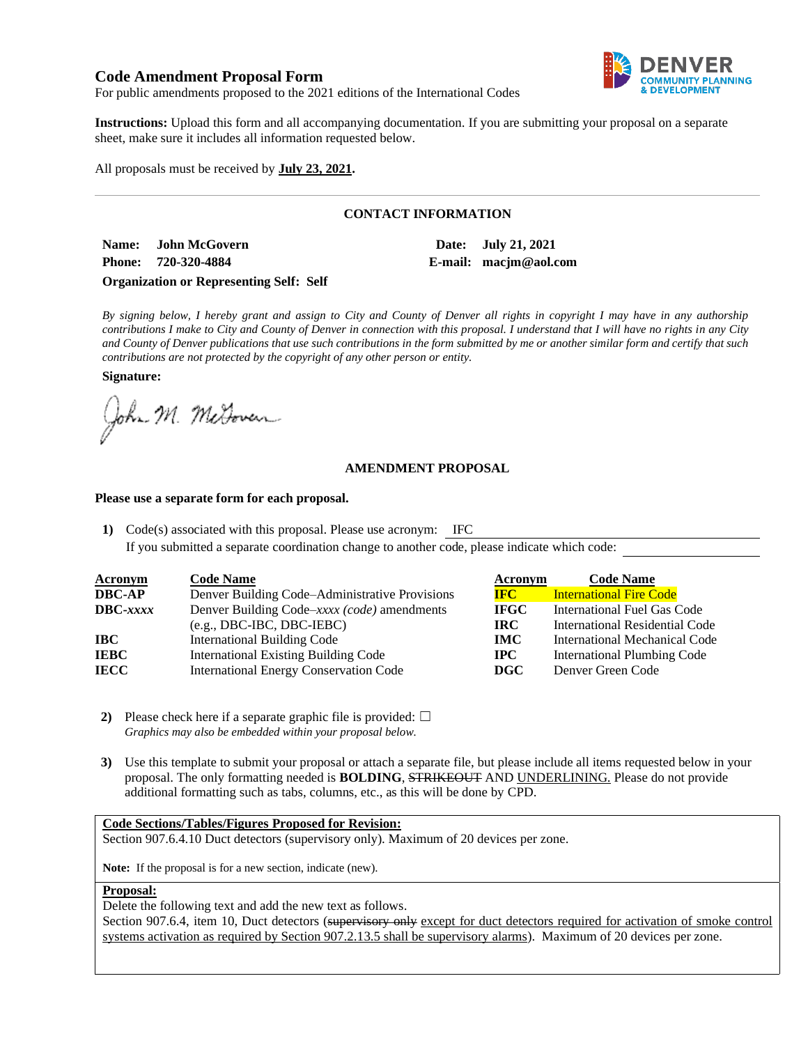# Code Amendment Proposal Form

For public amendments proposed to the 2021 editions of the International Codes

DENVER COMMUNITY PLANNING & DEVELOPMENT

**Instructions:** Upload this form and all accompanying documentation. If you are submitting your proposal on a separate sheet, make sure it includes all information requested below.

All proposals must be received by **July 23, 2021.**

---

## CONTACT INFORMATION

**Name:** **John McGovern**

**Date:** **July 21, 2021**

**Phone:** **720-320-4884**

**E-mail:** **macjm@aol.com**

**Organization or Representing Self: Self**

*By signing below, I hereby grant and assign to City and County of Denver all rights in copyright I may have in any authorship contributions I make to City and County of Denver in connection with this proposal. I understand that I will have no rights in any City and County of Denver publications that use such contributions in the form submitted by me or another similar form and certify that such contributions are not protected by the copyright of any other person or entity.*

**Signature:**

John M. McGovern

## AMENDMENT PROPOSAL

**Please use a separate form for each proposal.**

1) Code(s) associated with this proposal. Please use acronym: IFC
   If you submitted a separate coordination change to another code, please indicate which code:

| Acronym | Code Name | Acronym | Code Name |
|---|---|---|---|
| **DBC-AP** | Denver Building Code–Administrative Provisions | **IFC** | International Fire Code |
| **DBC-*xxxx*** | Denver Building Code–*xxxx (code)* amendments (e.g., DBC-IBC, DBC-IEBC) | **IFGC** | International Fuel Gas Code |
| **IBC** | International Building Code | **IRC** | International Residential Code |
| **IEBC** | International Existing Building Code | **IMC** | International Mechanical Code |
| **IECC** | International Energy Conservation Code | **IPC** | International Plumbing Code |
| | | **DGC** | Denver Green Code |

2) Please check here if a separate graphic file is provided: ☐
   *Graphics may also be embedded within your proposal below.*

3) Use this template to submit your proposal or attach a separate file, but please include all items requested below in your proposal. The only formatting needed is **BOLDING**, ~~STRIKEOUT~~ AND <u>UNDERLINING.</u> Please do not provide additional formatting such as tabs, columns, etc., as this will be done by CPD.

**<u>Code Sections/Tables/Figures Proposed for Revision:</u>**

Section 907.6.4.10 Duct detectors (supervisory only). Maximum of 20 devices per zone.

**Note:** If the proposal is for a new section, indicate (new).

**<u>Proposal:</u>**

Delete the following text and add the new text as follows.

Section 907.6.4, item 10, Duct detectors (~~supervisory only~~ <u>except for duct detectors required for activation of smoke control systems activation as required by Section 907.2.13.5 shall be supervisory alarms</u>). Maximum of 20 devices per zone.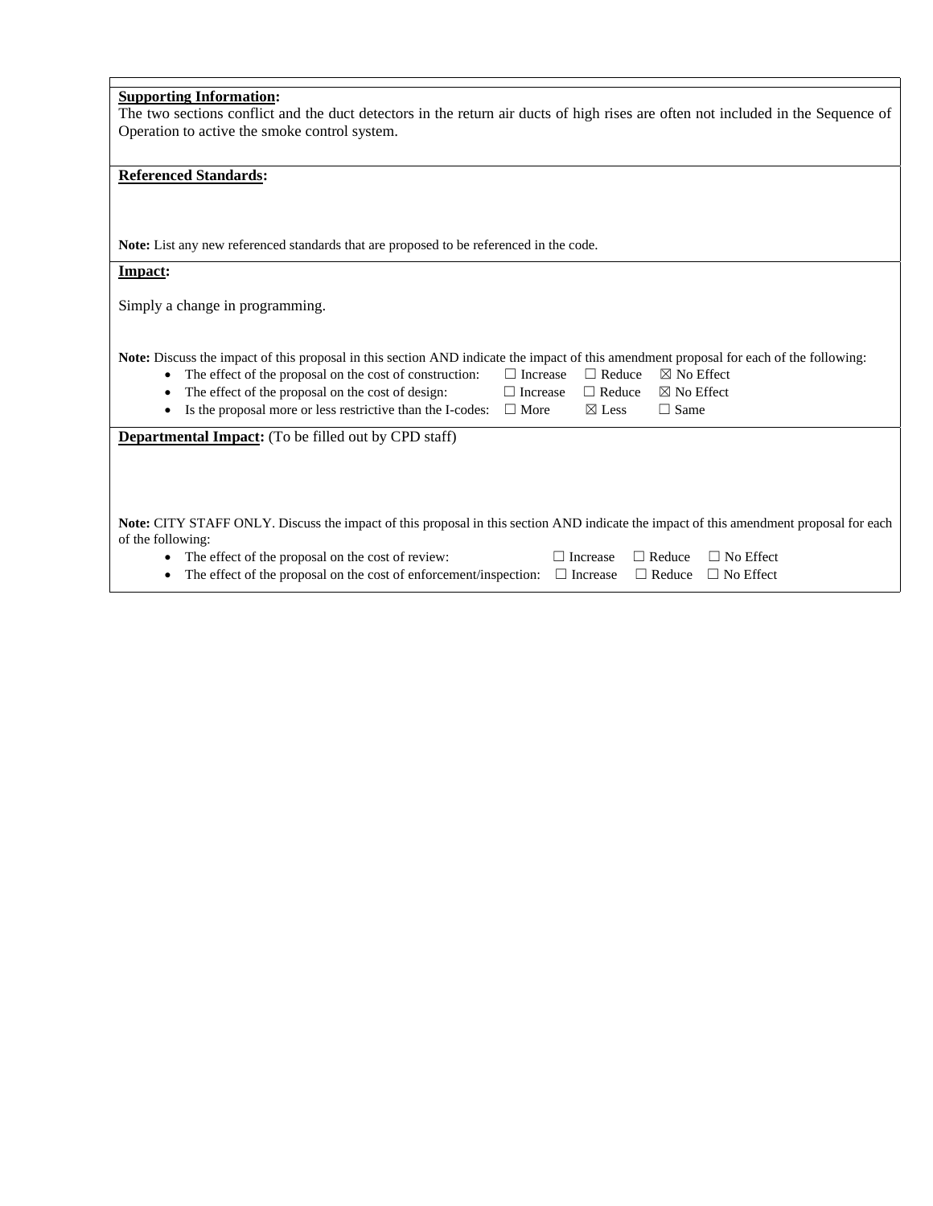**Supporting Information:**

The two sections conflict and the duct detectors in the return air ducts of high rises are often not included in the Sequence of Operation to active the smoke control system.

**Referenced Standards:**

**Note:** List any new referenced standards that are proposed to be referenced in the code.

**Impact:**

Simply a change in programming.

**Note:** Discuss the impact of this proposal in this section AND indicate the impact of this amendment proposal for each of the following:

- The effect of the proposal on the cost of construction: ☐ Increase ☐ Reduce ☒ No Effect
- The effect of the proposal on the cost of design: ☐ Increase ☐ Reduce ☒ No Effect
- Is the proposal more or less restrictive than the I-codes: ☐ More ☒ Less ☐ Same

**Departmental Impact:** (To be filled out by CPD staff)

**Note:** CITY STAFF ONLY. Discuss the impact of this proposal in this section AND indicate the impact of this amendment proposal for each of the following:

- The effect of the proposal on the cost of review: ☐ Increase ☐ Reduce ☐ No Effect
- The effect of the proposal on the cost of enforcement/inspection: ☐ Increase ☐ Reduce ☐ No Effect